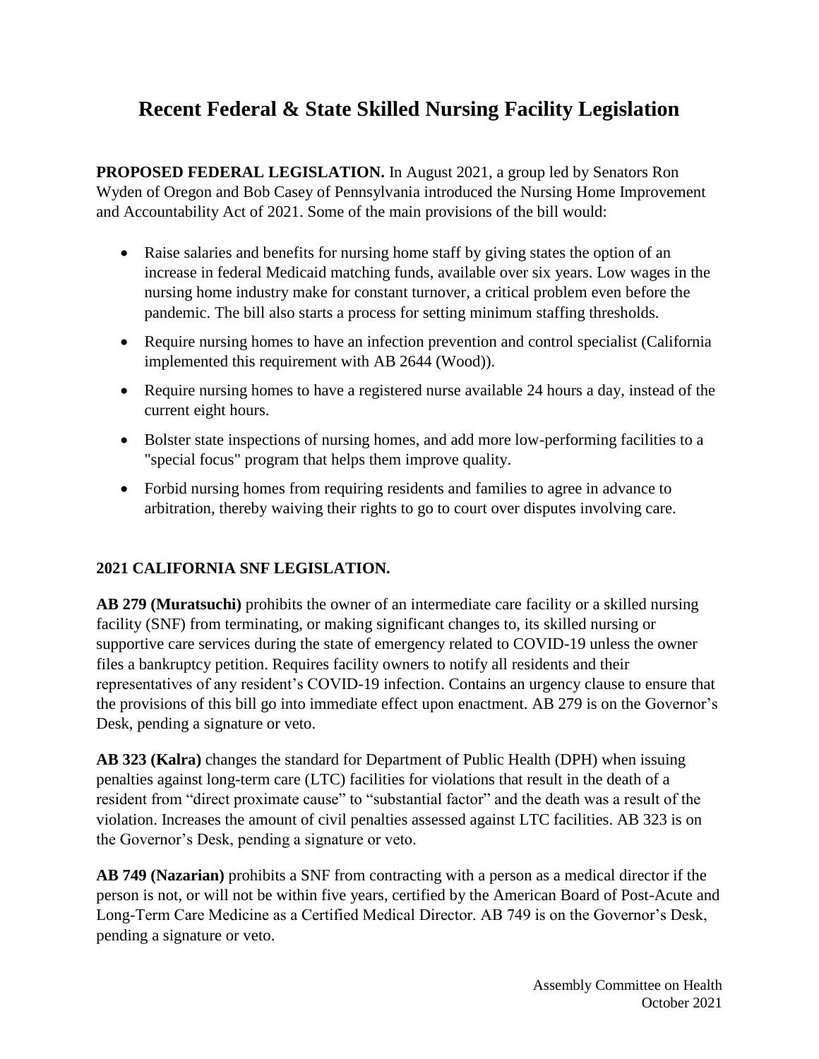# Recent Federal & State Skilled Nursing Facility Legislation

**PROPOSED FEDERAL LEGISLATION.** In August 2021, a group led by Senators Ron Wyden of Oregon and Bob Casey of Pennsylvania introduced the Nursing Home Improvement and Accountability Act of 2021. Some of the main provisions of the bill would:

- Raise salaries and benefits for nursing home staff by giving states the option of an increase in federal Medicaid matching funds, available over six years. Low wages in the nursing home industry make for constant turnover, a critical problem even before the pandemic. The bill also starts a process for setting minimum staffing thresholds.
- Require nursing homes to have an infection prevention and control specialist (California implemented this requirement with AB 2644 (Wood)).
- Require nursing homes to have a registered nurse available 24 hours a day, instead of the current eight hours.
- Bolster state inspections of nursing homes, and add more low-performing facilities to a "special focus" program that helps them improve quality.
- Forbid nursing homes from requiring residents and families to agree in advance to arbitration, thereby waiving their rights to go to court over disputes involving care.

**2021 CALIFORNIA SNF LEGISLATION.**

**AB 279 (Muratsuchi)** prohibits the owner of an intermediate care facility or a skilled nursing facility (SNF) from terminating, or making significant changes to, its skilled nursing or supportive care services during the state of emergency related to COVID-19 unless the owner files a bankruptcy petition. Requires facility owners to notify all residents and their representatives of any resident's COVID-19 infection. Contains an urgency clause to ensure that the provisions of this bill go into immediate effect upon enactment. AB 279 is on the Governor's Desk, pending a signature or veto.

**AB 323 (Kalra)** changes the standard for Department of Public Health (DPH) when issuing penalties against long-term care (LTC) facilities for violations that result in the death of a resident from "direct proximate cause" to "substantial factor" and the death was a result of the violation. Increases the amount of civil penalties assessed against LTC facilities. AB 323 is on the Governor's Desk, pending a signature or veto.

**AB 749 (Nazarian)** prohibits a SNF from contracting with a person as a medical director if the person is not, or will not be within five years, certified by the American Board of Post-Acute and Long-Term Care Medicine as a Certified Medical Director. AB 749 is on the Governor's Desk, pending a signature or veto.

Assembly Committee on Health
October 2021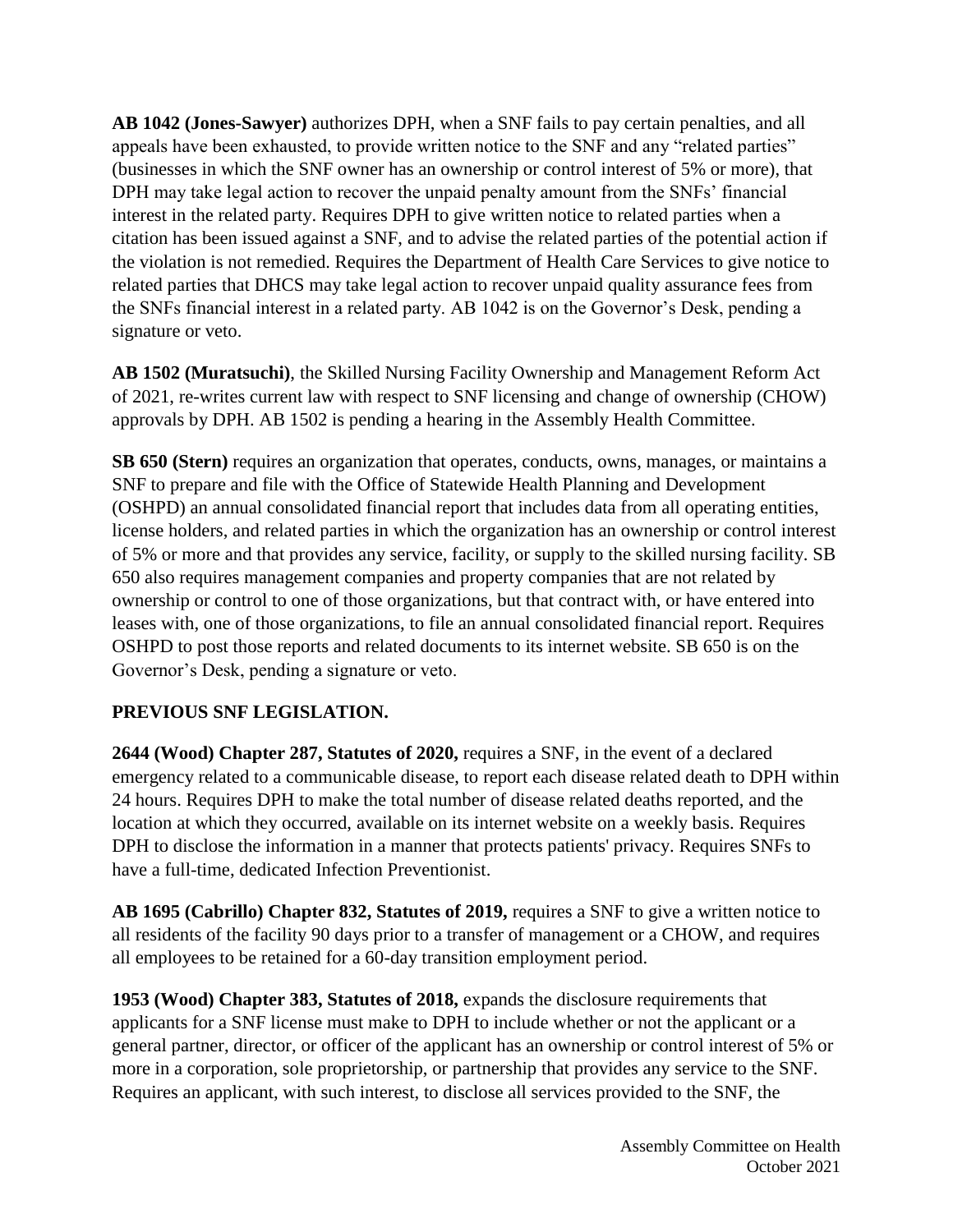**AB 1042 (Jones-Sawyer)** authorizes DPH, when a SNF fails to pay certain penalties, and all appeals have been exhausted, to provide written notice to the SNF and any "related parties" (businesses in which the SNF owner has an ownership or control interest of 5% or more), that DPH may take legal action to recover the unpaid penalty amount from the SNFs' financial interest in the related party. Requires DPH to give written notice to related parties when a citation has been issued against a SNF, and to advise the related parties of the potential action if the violation is not remedied. Requires the Department of Health Care Services to give notice to related parties that DHCS may take legal action to recover unpaid quality assurance fees from the SNFs financial interest in a related party. AB 1042 is on the Governor's Desk, pending a signature or veto.

**AB 1502 (Muratsuchi)**, the Skilled Nursing Facility Ownership and Management Reform Act of 2021, re-writes current law with respect to SNF licensing and change of ownership (CHOW) approvals by DPH. AB 1502 is pending a hearing in the Assembly Health Committee.

**SB 650 (Stern)** requires an organization that operates, conducts, owns, manages, or maintains a SNF to prepare and file with the Office of Statewide Health Planning and Development (OSHPD) an annual consolidated financial report that includes data from all operating entities, license holders, and related parties in which the organization has an ownership or control interest of 5% or more and that provides any service, facility, or supply to the skilled nursing facility. SB 650 also requires management companies and property companies that are not related by ownership or control to one of those organizations, but that contract with, or have entered into leases with, one of those organizations, to file an annual consolidated financial report. Requires OSHPD to post those reports and related documents to its internet website. SB 650 is on the Governor's Desk, pending a signature or veto.

**PREVIOUS SNF LEGISLATION.**

**2644 (Wood) Chapter 287, Statutes of 2020,** requires a SNF, in the event of a declared emergency related to a communicable disease, to report each disease related death to DPH within 24 hours. Requires DPH to make the total number of disease related deaths reported, and the location at which they occurred, available on its internet website on a weekly basis. Requires DPH to disclose the information in a manner that protects patients' privacy. Requires SNFs to have a full-time, dedicated Infection Preventionist.

**AB 1695 (Cabrillo) Chapter 832, Statutes of 2019,** requires a SNF to give a written notice to all residents of the facility 90 days prior to a transfer of management or a CHOW, and requires all employees to be retained for a 60-day transition employment period.

**1953 (Wood) Chapter 383, Statutes of 2018,** expands the disclosure requirements that applicants for a SNF license must make to DPH to include whether or not the applicant or a general partner, director, or officer of the applicant has an ownership or control interest of 5% or more in a corporation, sole proprietorship, or partnership that provides any service to the SNF. Requires an applicant, with such interest, to disclose all services provided to the SNF, the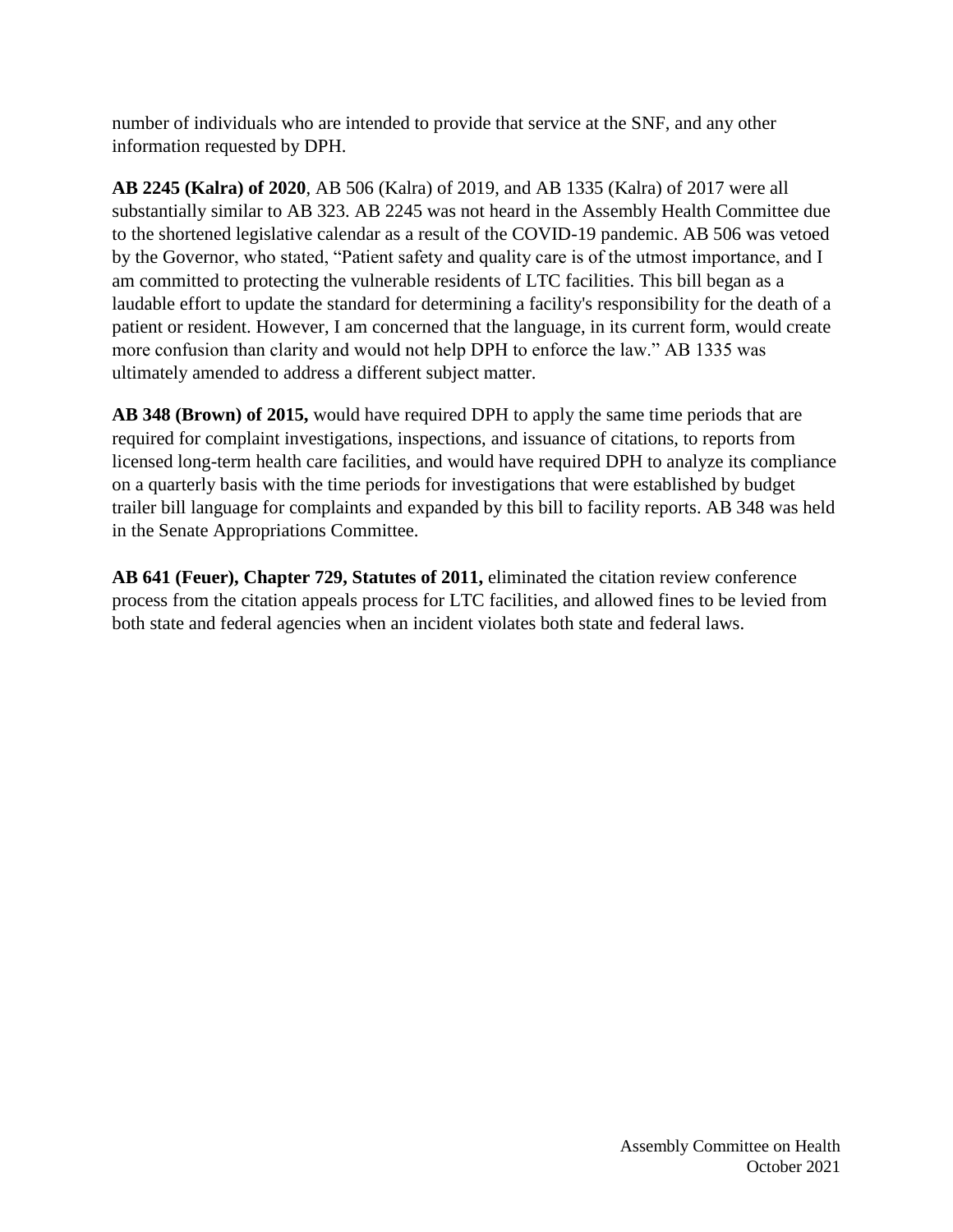number of individuals who are intended to provide that service at the SNF, and any other information requested by DPH.

**AB 2245 (Kalra) of 2020**, AB 506 (Kalra) of 2019, and AB 1335 (Kalra) of 2017 were all substantially similar to AB 323. AB 2245 was not heard in the Assembly Health Committee due to the shortened legislative calendar as a result of the COVID-19 pandemic. AB 506 was vetoed by the Governor, who stated, "Patient safety and quality care is of the utmost importance, and I am committed to protecting the vulnerable residents of LTC facilities. This bill began as a laudable effort to update the standard for determining a facility's responsibility for the death of a patient or resident. However, I am concerned that the language, in its current form, would create more confusion than clarity and would not help DPH to enforce the law." AB 1335 was ultimately amended to address a different subject matter.

**AB 348 (Brown) of 2015,** would have required DPH to apply the same time periods that are required for complaint investigations, inspections, and issuance of citations, to reports from licensed long-term health care facilities, and would have required DPH to analyze its compliance on a quarterly basis with the time periods for investigations that were established by budget trailer bill language for complaints and expanded by this bill to facility reports. AB 348 was held in the Senate Appropriations Committee.

**AB 641 (Feuer), Chapter 729, Statutes of 2011,** eliminated the citation review conference process from the citation appeals process for LTC facilities, and allowed fines to be levied from both state and federal agencies when an incident violates both state and federal laws.